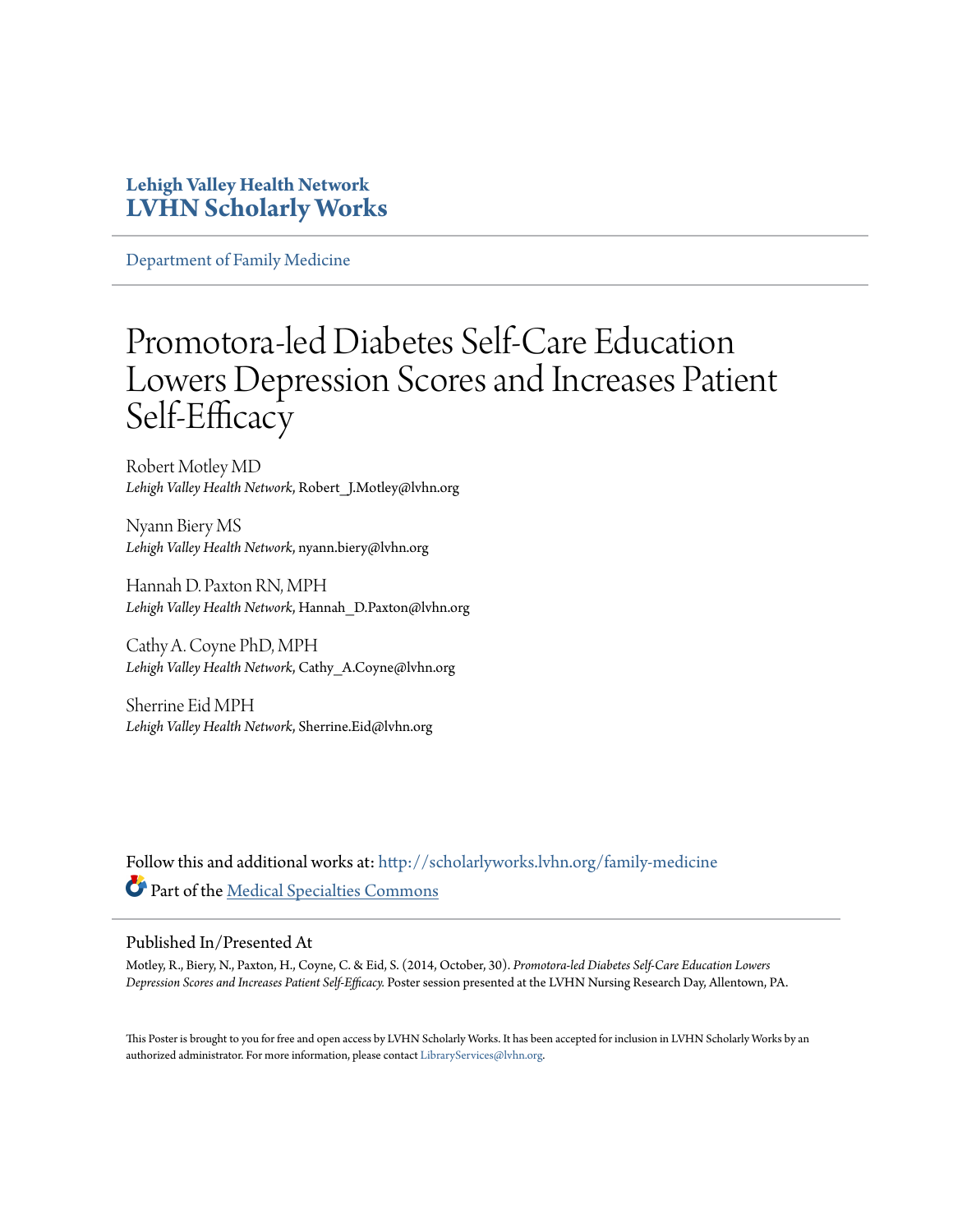**Lehigh Valley Health Network**
**LVHN Scholarly Works**

Department of Family Medicine

# Promotora-led Diabetes Self-Care Education Lowers Depression Scores and Increases Patient Self-Efficacy

Robert Motley MD
*Lehigh Valley Health Network*, Robert_J.Motley@lvhn.org

Nyann Biery MS
*Lehigh Valley Health Network*, nyann.biery@lvhn.org

Hannah D. Paxton RN, MPH
*Lehigh Valley Health Network*, Hannah_D.Paxton@lvhn.org

Cathy A. Coyne PhD, MPH
*Lehigh Valley Health Network*, Cathy_A.Coyne@lvhn.org

Sherrine Eid MPH
*Lehigh Valley Health Network*, Sherrine.Eid@lvhn.org

Follow this and additional works at: http://scholarlyworks.lvhn.org/family-medicine

Part of the Medical Specialties Commons

## Published In/Presented At

Motley, R., Biery, N., Paxton, H., Coyne, C. & Eid, S. (2014, October, 30). *Promotora-led Diabetes Self-Care Education Lowers Depression Scores and Increases Patient Self-Efficacy.* Poster session presented at the LVHN Nursing Research Day, Allentown, PA.

This Poster is brought to you for free and open access by LVHN Scholarly Works. It has been accepted for inclusion in LVHN Scholarly Works by an authorized administrator. For more information, please contact LibraryServices@lvhn.org.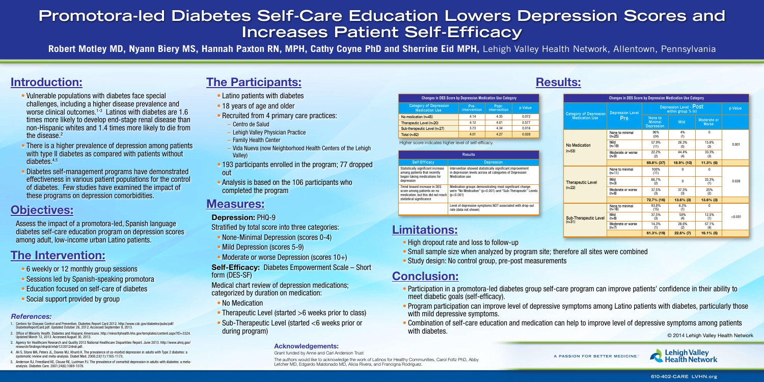# Promotora-led Diabetes Self-Care Education Lowers Depression Scores and Increases Patient Self-Efficacy

**Robert Motley MD, Nyann Biery MS, Hannah Paxton RN, MPH, Cathy Coyne PhD and Sherrine Eid MPH,** Lehigh Valley Health Network, Allentown, Pennsylvania

## Introduction:

- Vulnerable populations with diabetes face special challenges, including a higher disease prevalence and worse clinical outcomes.[1-3] Latinos with diabetes are 1.6 times more likely to develop end-stage renal disease than non-Hispanic whites and 1.4 times more likely to die from the disease.[2]
- There is a higher prevalence of depression among patients with type II diabetes as compared with patients without diabetes.[4,5]
- Diabetes self-management programs have demonstrated effectiveness in various patient populations for the control of diabetes. Few studies have examined the impact of these programs on depression comorbidities.

## Objectives:

Assess the impact of a promotora-led, Spanish language diabetes self-care education program on depression scores among adult, low-income urban Latino patients.

## The Intervention:

- 6 weekly or 12 monthly group sessions
- Sessions led by Spanish-speaking promotora
- Education focused on self-care of diabetes
- Social support provided by group

### References:

1. Centers for Disease Control and Prevention. Diabetes Report Card 2012. http://www.cdc.gov/diabetes/pubs/pdf/DiabetesReportCard.pdf. Updated October 26, 2012. Accessed September 9, 2013.
2. Office of Minority Health. Diabetes and Hispanic Americans. http://minorityhealth.hhs.gov/templates/content.aspx?ID=3324. Updated March 12, 2013. Accessed August 30, 2013.
3. Agency for Healthcare Research and Quality 2012 National Healthcare Disparities Report. June 2013. http://www.ahrq.gov/research/findings/nhqrdr/nhdr12/2012nhdr.pdf.
4. Ali S, Stone MA, Peters JL, Davies MJ, Khunti K. The prevalence of co-morbid depression in adults with Type 2 diabetes: a systematic review and meta-analysis. Diabet Med. 2006;23(11):1165-1173.
5. Anderson RJ, Freedland KE, Clouse RE, Lustman PJ. The prevalence of comorbid depression in adults with diabetes: a meta-analysis. Diabetes Care. 2001;24(6):1069-1078.

## The Participants:

- Latino patients with diabetes
- 18 years of age and older
- Recruited from 4 primary care practices:
  - Centro de Salud
  - Lehigh Valley Physician Practice
  - Family Health Center
  - Vida Nueva (now Neighborhood Health Centers of the Lehigh Valley)
- 193 participants enrolled in the program; 77 dropped out
- Analysis is based on the 106 participants who completed the program

## Measures:

**Depression:** PHQ-9

Stratified by total score into three categories:

- None-Minimal Depression (scores 0-4)
- Mild Depression (scores 5-9)
- Moderate or worse Depression (scores 10+)

**Self-Efficacy:** Diabetes Empowerment Scale – Short form (DES-SF)

Medical chart review of depression medications; categorized by duration on medication:

- No Medication
- Therapeutic Level (started >6 weeks prior to class)
- Sub-Therapeutic Level (started <6 weeks prior or during program)

### Acknowledgements:

Grant funded by Anne and Carl Anderson Trust

The authors would like to acknowledge the work of Latinos for Healthy Communities, Carol Foltz PhD, Abby Letcher MD, Edgardo Maldonado MD, Alicia Rivera, and Francigna Rodriguez.

## Results:

**Changes in DES Score by Depression Medication Use Category**

| Category of Depression Medication Use | Pre-intervention | Post-intervention | p-Value |
|---|---|---|---|
| No medication (n=45) | 4.14 | 4.35 | 0.072 |
| Therapeutic Level (n=20) | 4.12 | 4.01 | 0.577 |
| Sub-therapeutic Level (n=27) | 3.73 | 4.34 | 0.016 |
| Total (n=92) | 4.01 | 4.27 | 0.028 |

Higher score indicates higher level of self-efficacy.

**Results**

| Self-Efficacy | Depression |
|---|---|
| Statistically significant increase among patients that recently began taking medications for depression | Intervention showed statistically significant improvement in depression levels across all categories of Depression Medication use |
| Trend toward increase in DES score among patients on no medication, but this did not reach statistical significance | Medication groups demonstrating most significant change were "No Medication" (p=0.001) and "Sub-Therapeutic" Levels (p<0.001) |
| | Level of depressive symptoms NOT associated with drop-out rate (data not shown) |

**Changes in DES Score by Depression Medication Use Category**

| Category of Depression Medication Use | Depression Level Pre | Depression Level - Post within group % (n) | | | p-Value |
|---|---|---|---|---|---|
| | | None to Minimal Depression | Mild | Moderate or Worse | |
| No Medication (n=53) | None to minimal (n=25) | 96% (24) | 4% (1) | 0 | 0.001 |
| | Mild (n=19) | 57.9% (11) | 26.3% (5) | 15.8% (3) | |
| | Moderate or worse (n=9) | 22.2% (2) | 44.4% (4) | 33.3% (3) | |
| | | 69.8% (37) | 18.9% (10) | 11.3% (6) | |
| Therapeutic Level (n=22) | None to minimal (n=11) | 100% (11) | 0 | 0 | 0.028 |
| | Mild (n=3) | 66.7% (2) | 0 | 33.3% (1) | |
| | Moderate or worse (n=8) | 37.5% (3) | 37.5% (3) | 25% (2) | |
| | | 72.7% (16) | 13.6% (3) | 13.6% (3) | |
| Sub-Therapeutic Level (n=31) | None to minimal (n=16) | 93.8% (15) | 6.3% (1) | 0 | <0.001 |
| | Mild (n=8) | 37.5% (3) | 50% (4) | 12.5% (1) | |
| | Moderate or worse (n=7) | 14.3% (1) | 28.6% (2) | 57.1% (4) | |
| | | 61.3% (19) | 22.6% (7) | 16.1% (5) | |

## Limitations:

- High dropout rate and loss to follow-up
- Small sample size when analyzed by program site; therefore all sites were combined
- Study design: No control group, pre-post measurements

## Conclusion:

- Participation in a promotora-led diabetes group self-care program can improve patients' confidence in their ability to meet diabetic goals (self-efficacy).
- Program participation can improve level of depressive symptoms among Latino patients with diabetes, particularly those with mild depressive symptoms.
- Combination of self-care education and medication can help to improve level of depressive symptoms among patients with diabetes.

© 2014 Lehigh Valley Health Network

A PASSION FOR BETTER MEDICINE.™ Lehigh Valley Health Network

610-402-CARE LVHN.org